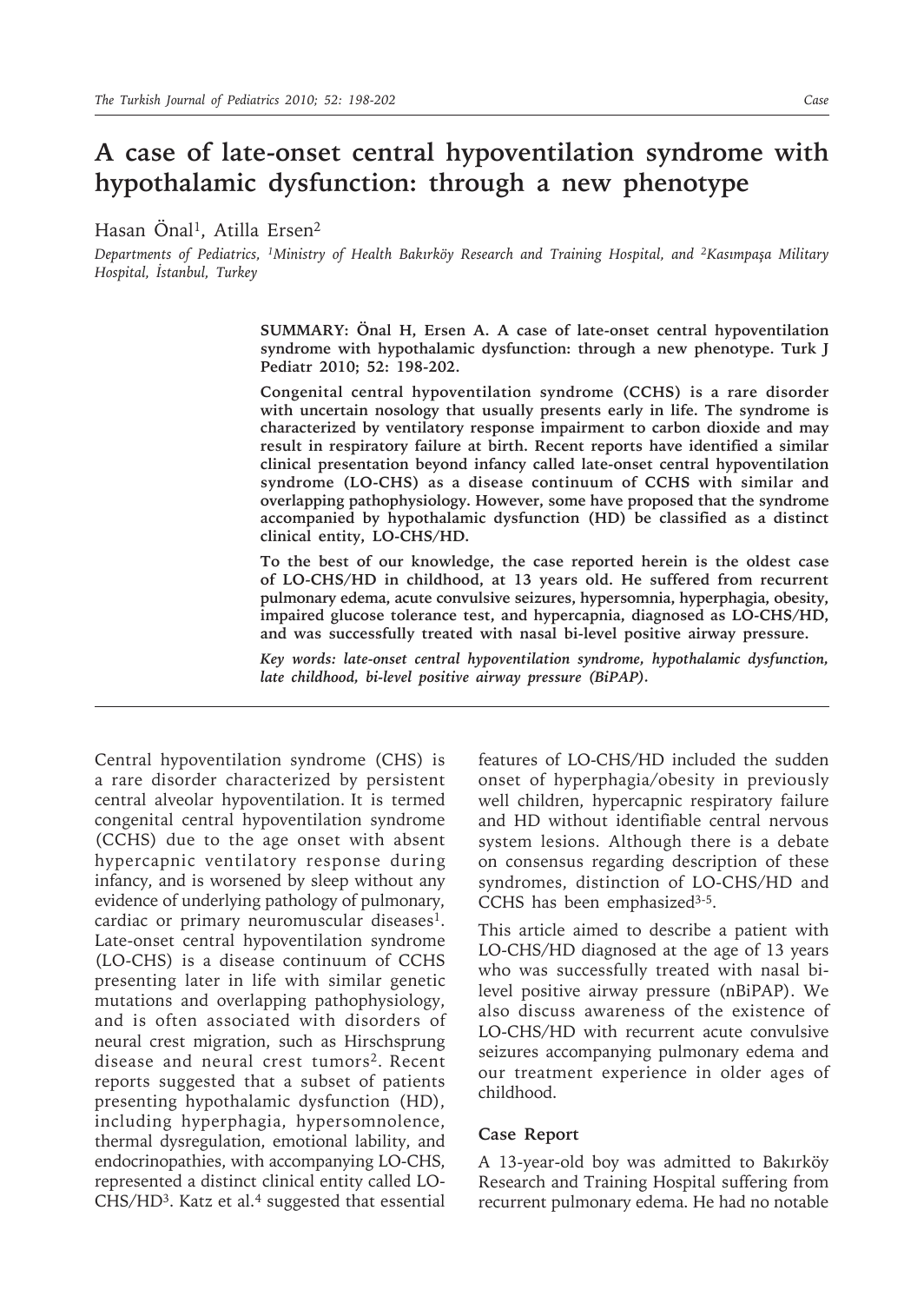# A case of late-onset central hypoventilation syndrome with hypothalamic dysfunction: through a new phenotype

Hasan Önal[1], Atilla Ersen[2]

*Departments of Pediatrics, [1]Ministry of Health Bakırköy Research and Training Hospital, and [2]Kasımpaşa Military Hospital, İstanbul, Turkey*

**SUMMARY: Önal H, Ersen A. A case of late-onset central hypoventilation syndrome with hypothalamic dysfunction: through a new phenotype. Turk J Pediatr 2010; 52: 198-202.**

**Congenital central hypoventilation syndrome (CCHS) is a rare disorder with uncertain nosology that usually presents early in life. The syndrome is characterized by ventilatory response impairment to carbon dioxide and may result in respiratory failure at birth. Recent reports have identified a similar clinical presentation beyond infancy called late-onset central hypoventilation syndrome (LO-CHS) as a disease continuum of CCHS with similar and overlapping pathophysiology. However, some have proposed that the syndrome accompanied by hypothalamic dysfunction (HD) be classified as a distinct clinical entity, LO-CHS/HD.**

**To the best of our knowledge, the case reported herein is the oldest case of LO-CHS/HD in childhood, at 13 years old. He suffered from recurrent pulmonary edema, acute convulsive seizures, hypersomnia, hyperphagia, obesity, impaired glucose tolerance test, and hypercapnia, diagnosed as LO-CHS/HD, and was successfully treated with nasal bi-level positive airway pressure.**

***Key words: late-onset central hypoventilation syndrome, hypothalamic dysfunction, late childhood, bi-level positive airway pressure (BiPAP).***

Central hypoventilation syndrome (CHS) is a rare disorder characterized by persistent central alveolar hypoventilation. It is termed congenital central hypoventilation syndrome (CCHS) due to the age onset with absent hypercapnic ventilatory response during infancy, and is worsened by sleep without any evidence of underlying pathology of pulmonary, cardiac or primary neuromuscular diseases[1]. Late-onset central hypoventilation syndrome (LO-CHS) is a disease continuum of CCHS presenting later in life with similar genetic mutations and overlapping pathophysiology, and is often associated with disorders of neural crest migration, such as Hirschsprung disease and neural crest tumors[2]. Recent reports suggested that a subset of patients presenting hypothalamic dysfunction (HD), including hyperphagia, hypersomnolence, thermal dysregulation, emotional lability, and endocrinopathies, with accompanying LO-CHS, represented a distinct clinical entity called LO-CHS/HD[3]. Katz et al.[4] suggested that essential features of LO-CHS/HD included the sudden onset of hyperphagia/obesity in previously well children, hypercapnic respiratory failure and HD without identifiable central nervous system lesions. Although there is a debate on consensus regarding description of these syndromes, distinction of LO-CHS/HD and CCHS has been emphasized[3-5].

This article aimed to describe a patient with LO-CHS/HD diagnosed at the age of 13 years who was successfully treated with nasal bi-level positive airway pressure (nBiPAP). We also discuss awareness of the existence of LO-CHS/HD with recurrent acute convulsive seizures accompanying pulmonary edema and our treatment experience in older ages of childhood.

## Case Report

A 13-year-old boy was admitted to Bakırköy Research and Training Hospital suffering from recurrent pulmonary edema. He had no notable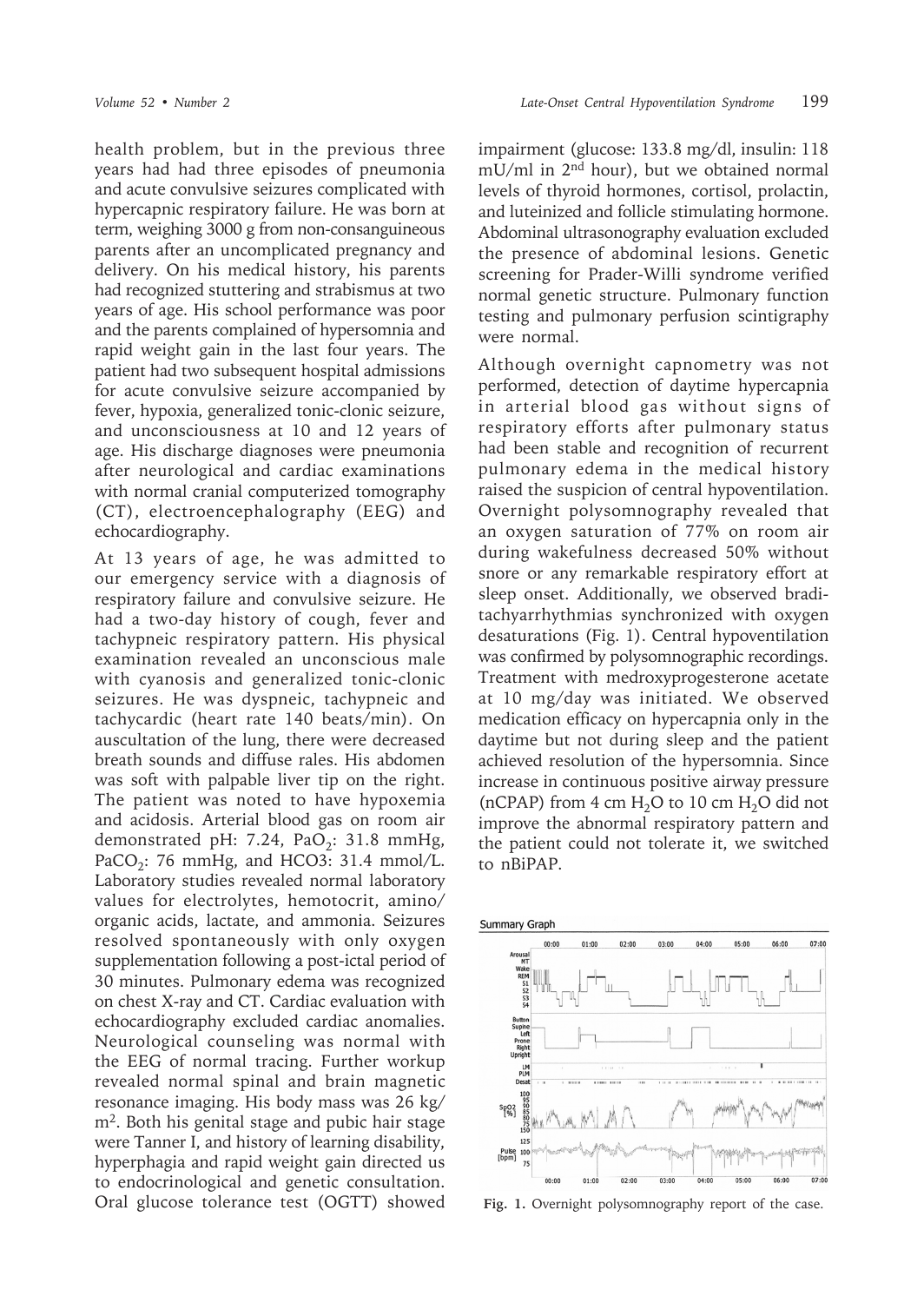health problem, but in the previous three years had had three episodes of pneumonia and acute convulsive seizures complicated with hypercapnic respiratory failure. He was born at term, weighing 3000 g from non-consanguineous parents after an uncomplicated pregnancy and delivery. On his medical history, his parents had recognized stuttering and strabismus at two years of age. His school performance was poor and the parents complained of hypersomnia and rapid weight gain in the last four years. The patient had two subsequent hospital admissions for acute convulsive seizure accompanied by fever, hypoxia, generalized tonic-clonic seizure, and unconsciousness at 10 and 12 years of age. His discharge diagnoses were pneumonia after neurological and cardiac examinations with normal cranial computerized tomography (CT), electroencephalography (EEG) and echocardiography.

At 13 years of age, he was admitted to our emergency service with a diagnosis of respiratory failure and convulsive seizure. He had a two-day history of cough, fever and tachypneic respiratory pattern. His physical examination revealed an unconscious male with cyanosis and generalized tonic-clonic seizures. He was dyspneic, tachypneic and tachycardic (heart rate 140 beats/min). On auscultation of the lung, there were decreased breath sounds and diffuse rales. His abdomen was soft with palpable liver tip on the right. The patient was noted to have hypoxemia and acidosis. Arterial blood gas on room air demonstrated pH: 7.24, $PaO_2$: 31.8 mmHg, $PaCO_2$: 76 mmHg, and HCO3: 31.4 mmol/L. Laboratory studies revealed normal laboratory values for electrolytes, hemotocrit, amino/organic acids, lactate, and ammonia. Seizures resolved spontaneously with only oxygen supplementation following a post-ictal period of 30 minutes. Pulmonary edema was recognized on chest X-ray and CT. Cardiac evaluation with echocardiography excluded cardiac anomalies. Neurological counseling was normal with the EEG of normal tracing. Further workup revealed normal spinal and brain magnetic resonance imaging. His body mass was 26 kg/$m^2$. Both his genital stage and pubic hair stage were Tanner I, and history of learning disability, hyperphagia and rapid weight gain directed us to endocrinological and genetic consultation. Oral glucose tolerance test (OGTT) showed impairment (glucose: 133.8 mg/dl, insulin: 118 mU/ml in 2nd hour), but we obtained normal levels of thyroid hormones, cortisol, prolactin, and luteinized and follicle stimulating hormone. Abdominal ultrasonography evaluation excluded the presence of abdominal lesions. Genetic screening for Prader-Willi syndrome verified normal genetic structure. Pulmonary function testing and pulmonary perfusion scintigraphy were normal.

Although overnight capnometry was not performed, detection of daytime hypercapnia in arterial blood gas without signs of respiratory efforts after pulmonary status had been stable and recognition of recurrent pulmonary edema in the medical history raised the suspicion of central hypoventilation. Overnight polysomnography revealed that an oxygen saturation of 77% on room air during wakefulness decreased 50% without snore or any remarkable respiratory effort at sleep onset. Additionally, we observed bradi-tachyarrhythmias synchronized with oxygen desaturations (Fig. 1). Central hypoventilation was confirmed by polysomnographic recordings. Treatment with medroxyprogesterone acetate at 10 mg/day was initiated. We observed medication efficacy on hypercapnia only in the daytime but not during sleep and the patient achieved resolution of the hypersomnia. Since increase in continuous positive airway pressure (nCPAP) from 4 cm $H_2O$ to 10 cm $H_2O$ did not improve the abnormal respiratory pattern and the patient could not tolerate it, we switched to nBiPAP.

Summary Graph

00:00 01:00 02:00 03:00 04:00 05:00 06:00 07:00

Arousal
MT
Wake
REM
S1
S2
S3
S4

Button
Supine
Left
Prone
Right
Upright

LM
PLM
Desat

SpO2 [%]
100
95
90
85
80
75

Pulse [bpm]
150
125
100
75

00:00 01:00 02:00 03:00 04:00 05:00 06:00 07:00

**Fig. 1.** Overnight polysomnography report of the case.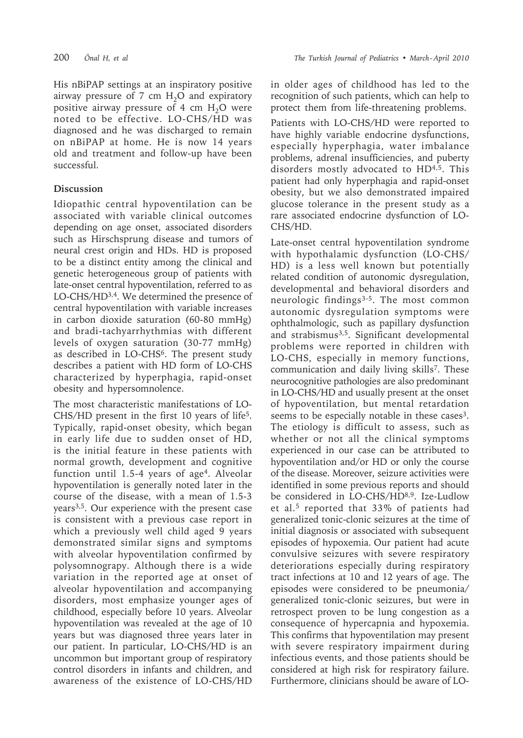His nBiPAP settings at an inspiratory positive airway pressure of 7 cm $H_2O$ and expiratory positive airway pressure of 4 cm $H_2O$ were noted to be effective. LO-CHS/HD was diagnosed and he was discharged to remain on nBiPAP at home. He is now 14 years old and treatment and follow-up have been successful.

## Discussion

Idiopathic central hypoventilation can be associated with variable clinical outcomes depending on age onset, associated disorders such as Hirschsprung disease and tumors of neural crest origin and HDs. HD is proposed to be a distinct entity among the clinical and genetic heterogeneous group of patients with late-onset central hypoventilation, referred to as LO-CHS/HD[3,4]. We determined the presence of central hypoventilation with variable increases in carbon dioxide saturation (60-80 mmHg) and bradi-tachyarrhythmias with different levels of oxygen saturation (30-77 mmHg) as described in LO-CHS[6]. The present study describes a patient with HD form of LO-CHS characterized by hyperphagia, rapid-onset obesity and hypersomnolence.

The most characteristic manifestations of LO-CHS/HD present in the first 10 years of life[5]. Typically, rapid-onset obesity, which began in early life due to sudden onset of HD, is the initial feature in these patients with normal growth, development and cognitive function until 1.5-4 years of age[4]. Alveolar hypoventilation is generally noted later in the course of the disease, with a mean of 1.5-3 years[3,5]. Our experience with the present case is consistent with a previous case report in which a previously well child aged 9 years demonstrated similar signs and symptoms with alveolar hypoventilation confirmed by polysomnograpy. Although there is a wide variation in the reported age at onset of alveolar hypoventilation and accompanying disorders, most emphasize younger ages of childhood, especially before 10 years. Alveolar hypoventilation was revealed at the age of 10 years but was diagnosed three years later in our patient. In particular, LO-CHS/HD is an uncommon but important group of respiratory control disorders in infants and children, and awareness of the existence of LO-CHS/HD in older ages of childhood has led to the recognition of such patients, which can help to protect them from life-threatening problems.

Patients with LO-CHS/HD were reported to have highly variable endocrine dysfunctions, especially hyperphagia, water imbalance problems, adrenal insufficiencies, and puberty disorders mostly advocated to HD[4,5]. This patient had only hyperphagia and rapid-onset obesity, but we also demonstrated impaired glucose tolerance in the present study as a rare associated endocrine dysfunction of LO-CHS/HD.

Late-onset central hypoventilation syndrome with hypothalamic dysfunction (LO-CHS/HD) is a less well known but potentially related condition of autonomic dysregulation, developmental and behavioral disorders and neurologic findings[3-5]. The most common autonomic dysregulation symptoms were ophthalmologic, such as papillary dysfunction and strabismus[3,5]. Significant developmental problems were reported in children with LO-CHS, especially in memory functions, communication and daily living skills[7]. These neurocognitive pathologies are also predominant in LO-CHS/HD and usually present at the onset of hypoventilation, but mental retardation seems to be especially notable in these cases[3]. The etiology is difficult to assess, such as whether or not all the clinical symptoms experienced in our case can be attributed to hypoventilation and/or HD or only the course of the disease. Moreover, seizure activities were identified in some previous reports and should be considered in LO-CHS/HD[8,9]. Ize-Ludlow et al.[5] reported that 33% of patients had generalized tonic-clonic seizures at the time of initial diagnosis or associated with subsequent episodes of hypoxemia. Our patient had acute convulsive seizures with severe respiratory deteriorations especially during respiratory tract infections at 10 and 12 years of age. The episodes were considered to be pneumonia/generalized tonic-clonic seizures, but were in retrospect proven to be lung congestion as a consequence of hypercapnia and hypoxemia. This confirms that hypoventilation may present with severe respiratory impairment during infectious events, and those patients should be considered at high risk for respiratory failure. Furthermore, clinicians should be aware of LO-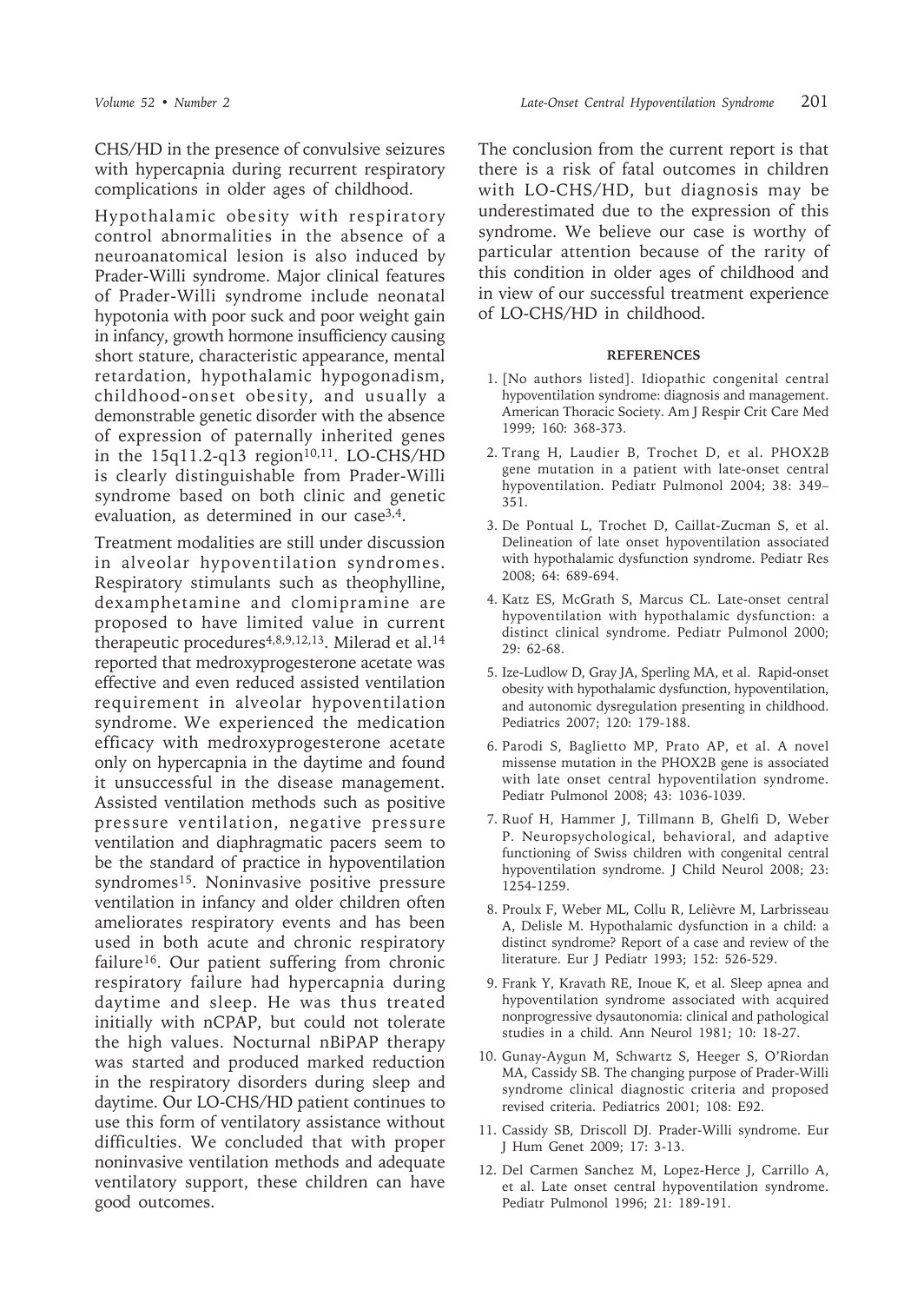CHS/HD in the presence of convulsive seizures with hypercapnia during recurrent respiratory complications in older ages of childhood.

Hypothalamic obesity with respiratory control abnormalities in the absence of a neuroanatomical lesion is also induced by Prader-Willi syndrome. Major clinical features of Prader-Willi syndrome include neonatal hypotonia with poor suck and poor weight gain in infancy, growth hormone insufficiency causing short stature, characteristic appearance, mental retardation, hypothalamic hypogonadism, childhood-onset obesity, and usually a demonstrable genetic disorder with the absence of expression of paternally inherited genes in the 15q11.2-q13 region[10,11]. LO-CHS/HD is clearly distinguishable from Prader-Willi syndrome based on both clinic and genetic evaluation, as determined in our case[3,4].

Treatment modalities are still under discussion in alveolar hypoventilation syndromes. Respiratory stimulants such as theophylline, dexamphetamine and clomipramine are proposed to have limited value in current therapeutic procedures[4,8,9,12,13]. Milerad et al.[14] reported that medroxyprogesterone acetate was effective and even reduced assisted ventilation requirement in alveolar hypoventilation syndrome. We experienced the medication efficacy with medroxyprogesterone acetate only on hypercapnia in the daytime and found it unsuccessful in the disease management. Assisted ventilation methods such as positive pressure ventilation, negative pressure ventilation and diaphragmatic pacers seem to be the standard of practice in hypoventilation syndromes[15]. Noninvasive positive pressure ventilation in infancy and older children often ameliorates respiratory events and has been used in both acute and chronic respiratory failure[16]. Our patient suffering from chronic respiratory failure had hypercapnia during daytime and sleep. He was thus treated initially with nCPAP, but could not tolerate the high values. Nocturnal nBiPAP therapy was started and produced marked reduction in the respiratory disorders during sleep and daytime. Our LO-CHS/HD patient continues to use this form of ventilatory assistance without difficulties. We concluded that with proper noninvasive ventilation methods and adequate ventilatory support, these children can have good outcomes.

The conclusion from the current report is that there is a risk of fatal outcomes in children with LO-CHS/HD, but diagnosis may be underestimated due to the expression of this syndrome. We believe our case is worthy of particular attention because of the rarity of this condition in older ages of childhood and in view of our successful treatment experience of LO-CHS/HD in childhood.

## REFERENCES

1. [No authors listed]. Idiopathic congenital central hypoventilation syndrome: diagnosis and management. American Thoracic Society. Am J Respir Crit Care Med 1999; 160: 368-373.
2. Trang H, Laudier B, Trochet D, et al. PHOX2B gene mutation in a patient with late-onset central hypoventilation. Pediatr Pulmonol 2004; 38: 349–351.
3. De Pontual L, Trochet D, Caillat-Zucman S, et al. Delineation of late onset hypoventilation associated with hypothalamic dysfunction syndrome. Pediatr Res 2008; 64: 689-694.
4. Katz ES, McGrath S, Marcus CL. Late-onset central hypoventilation with hypothalamic dysfunction: a distinct clinical syndrome. Pediatr Pulmonol 2000; 29: 62-68.
5. Ize-Ludlow D, Gray JA, Sperling MA, et al. Rapid-onset obesity with hypothalamic dysfunction, hypoventilation, and autonomic dysregulation presenting in childhood. Pediatrics 2007; 120: 179-188.
6. Parodi S, Baglietto MP, Prato AP, et al. A novel missense mutation in the PHOX2B gene is associated with late onset central hypoventilation syndrome. Pediatr Pulmonol 2008; 43: 1036-1039.
7. Ruof H, Hammer J, Tillmann B, Ghelfi D, Weber P. Neuropsychological, behavioral, and adaptive functioning of Swiss children with congenital central hypoventilation syndrome. J Child Neurol 2008; 23: 1254-1259.
8. Proulx F, Weber ML, Collu R, Lelièvre M, Larbrisseau A, Delisle M. Hypothalamic dysfunction in a child: a distinct syndrome? Report of a case and review of the literature. Eur J Pediatr 1993; 152: 526-529.
9. Frank Y, Kravath RE, Inoue K, et al. Sleep apnea and hypoventilation syndrome associated with acquired nonprogressive dysautonomia: clinical and pathological studies in a child. Ann Neurol 1981; 10: 18-27.
10. Gunay-Aygun M, Schwartz S, Heeger S, O'Riordan MA, Cassidy SB. The changing purpose of Prader-Willi syndrome clinical diagnostic criteria and proposed revised criteria. Pediatrics 2001; 108: E92.
11. Cassidy SB, Driscoll DJ. Prader-Willi syndrome. Eur J Hum Genet 2009; 17: 3-13.
12. Del Carmen Sanchez M, Lopez-Herce J, Carrillo A, et al. Late onset central hypoventilation syndrome. Pediatr Pulmonol 1996; 21: 189-191.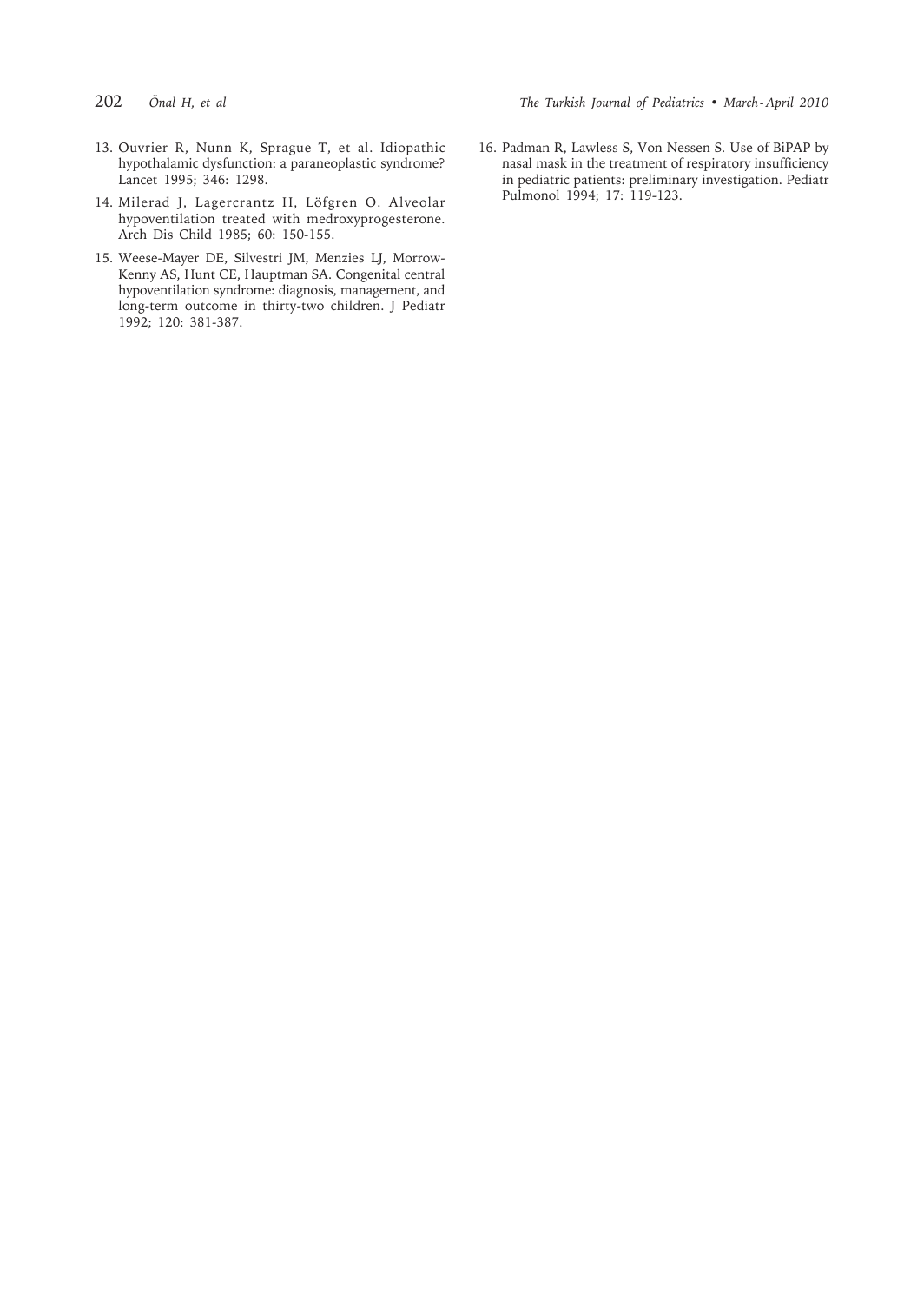13. Ouvrier R, Nunn K, Sprague T, et al. Idiopathic hypothalamic dysfunction: a paraneoplastic syndrome? Lancet 1995; 346: 1298.

14. Milerad J, Lagercrantz H, Löfgren O. Alveolar hypoventilation treated with medroxyprogesterone. Arch Dis Child 1985; 60: 150-155.

15. Weese-Mayer DE, Silvestri JM, Menzies LJ, Morrow-Kenny AS, Hunt CE, Hauptman SA. Congenital central hypoventilation syndrome: diagnosis, management, and long-term outcome in thirty-two children. J Pediatr 1992; 120: 381-387.

16. Padman R, Lawless S, Von Nessen S. Use of BiPAP by nasal mask in the treatment of respiratory insufficiency in pediatric patients: preliminary investigation. Pediatr Pulmonol 1994; 17: 119-123.